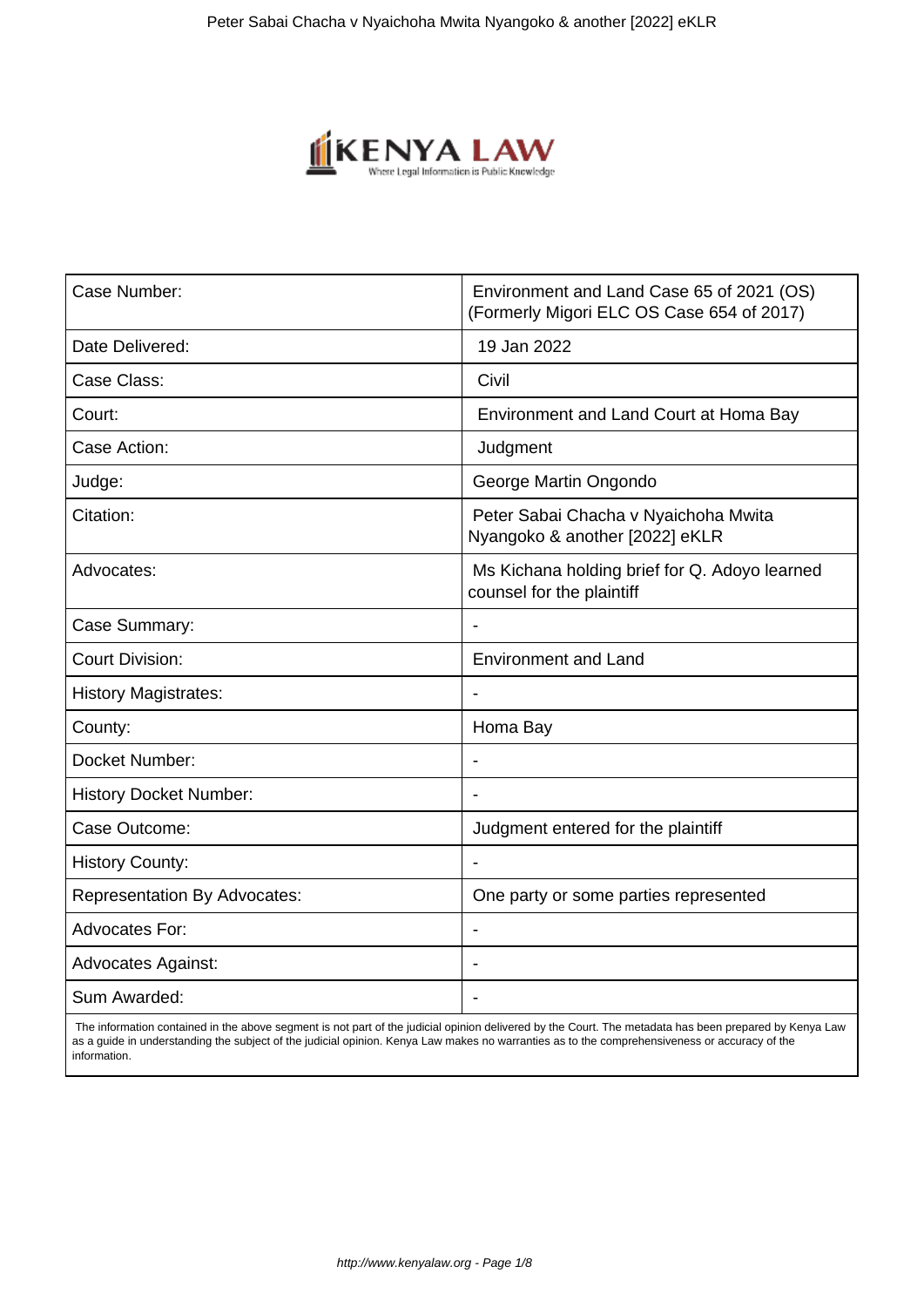| Case Number: | Environment and Land Case 65 of 2021 (OS) (Formerly Migori ELC OS Case 654 of 2017) |
| --- | --- |
| Date Delivered: | 19 Jan 2022 |
| Case Class: | Civil |
| Court: | Environment and Land Court at Homa Bay |
| Case Action: | Judgment |
| Judge: | George Martin Ongondo |
| Citation: | Peter Sabai Chacha v Nyaichoha Mwita Nyangoko & another [2022] eKLR |
| Advocates: | Ms Kichana holding brief for Q. Adoyo learned counsel for the plaintiff |
| Case Summary: | - |
| Court Division: | Environment and Land |
| History Magistrates: | - |
| County: | Homa Bay |
| Docket Number: | - |
| History Docket Number: | - |
| Case Outcome: | Judgment entered for the plaintiff |
| History County: | - |
| Representation By Advocates: | One party or some parties represented |
| Advocates For: | - |
| Advocates Against: | - |
| Sum Awarded: | - |

The information contained in the above segment is not part of the judicial opinion delivered by the Court. The metadata has been prepared by Kenya Law as a guide in understanding the subject of the judicial opinion. Kenya Law makes no warranties as to the comprehensiveness or accuracy of the information.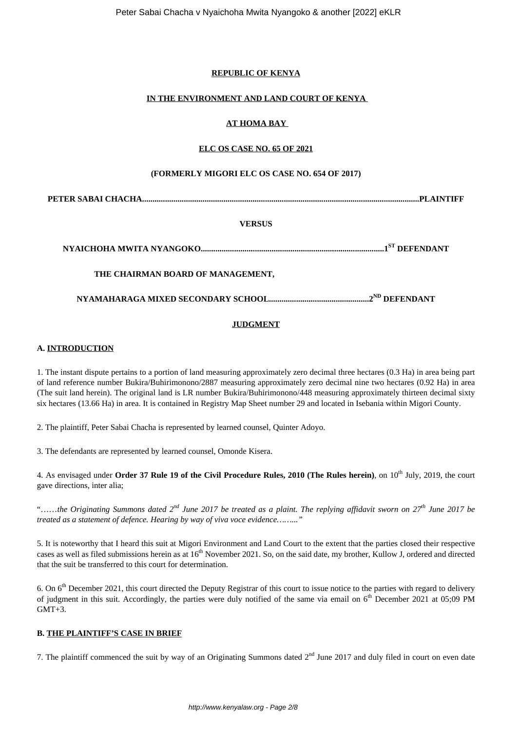**REPUBLIC OF KENYA**

**IN THE ENVIRONMENT AND LAND COURT OF KENYA**

**AT HOMA BAY**

**ELC OS CASE NO. 65 OF 2021**

**(FORMERLY MIGORI ELC OS CASE NO. 654 OF 2017)**

**PETER SABAI CHACHA.....................................................................................................................................PLAINTIFF**

**VERSUS**

**NYAICHOHA MWITA NYANGOKO.......................................................................................1ST DEFENDANT**

**THE CHAIRMAN BOARD OF MANAGEMENT,**

**NYAMAHARAGA MIXED SECONDARY SCHOOL................................................2ND DEFENDANT**

**JUDGMENT**

**A. INTRODUCTION**

1. The instant dispute pertains to a portion of land measuring approximately zero decimal three hectares (0.3 Ha) in area being part of land reference number Bukira/Buhirimonono/2887 measuring approximately zero decimal nine two hectares (0.92 Ha) in area (The suit land herein). The original land is LR number Bukira/Buhirimonono/448 measuring approximately thirteen decimal sixty six hectares (13.66 Ha) in area. It is contained in Registry Map Sheet number 29 and located in Isebania within Migori County.

2. The plaintiff, Peter Sabai Chacha is represented by learned counsel, Quinter Adoyo.

3. The defendants are represented by learned counsel, Omonde Kisera.

4. As envisaged under **Order 37 Rule 19 of the Civil Procedure Rules, 2010 (The Rules herein)**, on 10th July, 2019, the court gave directions, inter alia;

"……*the Originating Summons dated 2nd June 2017 be treated as a plaint. The replying affidavit sworn on 27th June 2017 be treated as a statement of defence. Hearing by way of viva voce evidence……..*"

5. It is noteworthy that I heard this suit at Migori Environment and Land Court to the extent that the parties closed their respective cases as well as filed submissions herein as at 16th November 2021. So, on the said date, my brother, Kullow J, ordered and directed that the suit be transferred to this court for determination.

6. On 6th December 2021, this court directed the Deputy Registrar of this court to issue notice to the parties with regard to delivery of judgment in this suit. Accordingly, the parties were duly notified of the same via email on 6th December 2021 at 05;09 PM GMT+3.

**B. THE PLAINTIFF'S CASE IN BRIEF**

7. The plaintiff commenced the suit by way of an Originating Summons dated 2nd June 2017 and duly filed in court on even date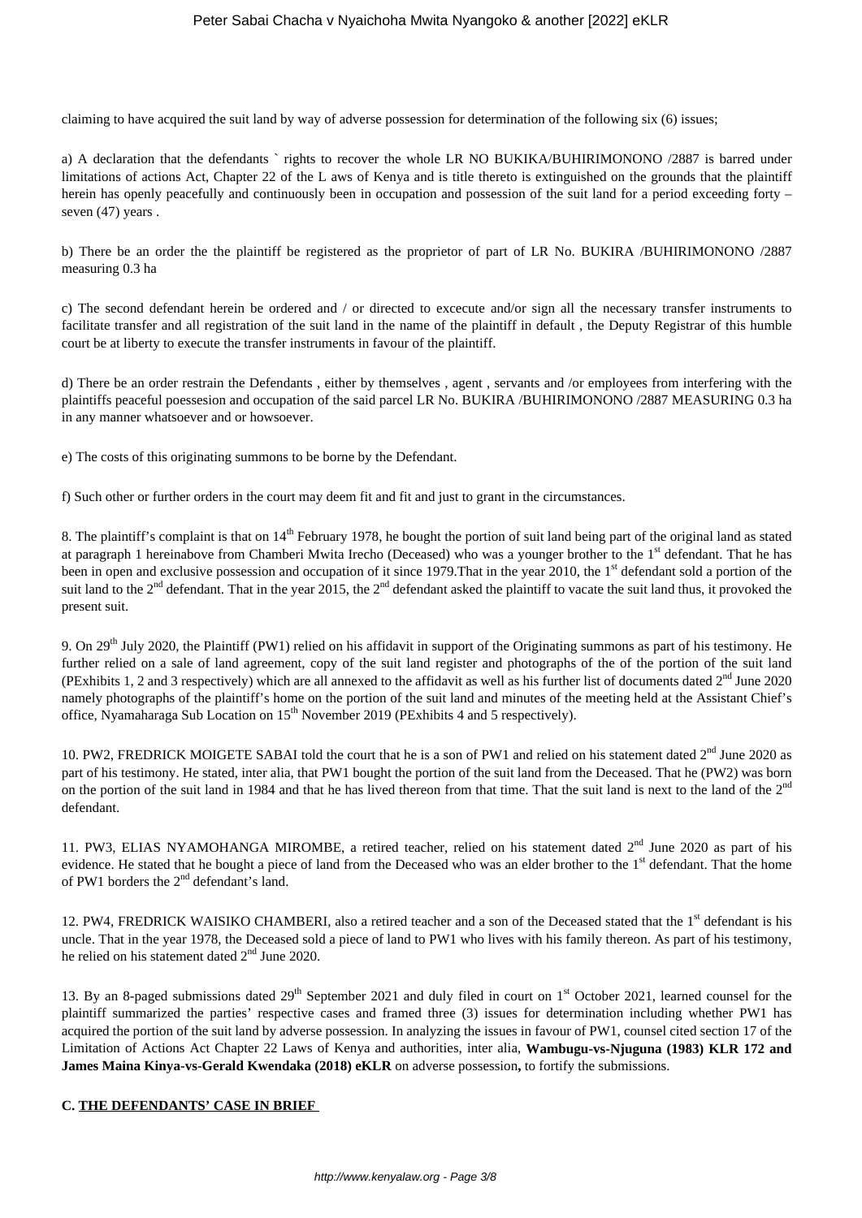claiming to have acquired the suit land by way of adverse possession for determination of the following six (6) issues;

a) A declaration that the defendants ` rights to recover the whole LR NO BUKIKA/BUHIRIMONONO /2887 is barred under limitations of actions Act, Chapter 22 of the L aws of Kenya and is title thereto is extinguished on the grounds that the plaintiff herein has openly peacefully and continuously been in occupation and possession of the suit land for a period exceeding forty – seven (47) years .

b) There be an order the the plaintiff be registered as the proprietor of part of LR No. BUKIRA /BUHIRIMONONO /2887 measuring 0.3 ha

c) The second defendant herein be ordered and / or directed to excecute and/or sign all the necessary transfer instruments to facilitate transfer and all registration of the suit land in the name of the plaintiff in default , the Deputy Registrar of this humble court be at liberty to execute the transfer instruments in favour of the plaintiff.

d) There be an order restrain the Defendants , either by themselves , agent , servants and /or employees from interfering with the plaintiffs peaceful poessesion and occupation of the said parcel LR No. BUKIRA /BUHIRIMONONO /2887 MEASURING 0.3 ha in any manner whatsoever and or howsoever.

e) The costs of this originating summons to be borne by the Defendant.

f) Such other or further orders in the court may deem fit and fit and just to grant in the circumstances.

8. The plaintiff's complaint is that on 14th February 1978, he bought the portion of suit land being part of the original land as stated at paragraph 1 hereinabove from Chamberi Mwita Irecho (Deceased) who was a younger brother to the 1st defendant. That he has been in open and exclusive possession and occupation of it since 1979.That in the year 2010, the 1st defendant sold a portion of the suit land to the 2nd defendant. That in the year 2015, the 2nd defendant asked the plaintiff to vacate the suit land thus, it provoked the present suit.

9. On 29th July 2020, the Plaintiff (PW1) relied on his affidavit in support of the Originating summons as part of his testimony. He further relied on a sale of land agreement, copy of the suit land register and photographs of the of the portion of the suit land (PExhibits 1, 2 and 3 respectively) which are all annexed to the affidavit as well as his further list of documents dated 2nd June 2020 namely photographs of the plaintiff's home on the portion of the suit land and minutes of the meeting held at the Assistant Chief's office, Nyamaharaga Sub Location on 15th November 2019 (PExhibits 4 and 5 respectively).

10. PW2, FREDRICK MOIGETE SABAI told the court that he is a son of PW1 and relied on his statement dated 2nd June 2020 as part of his testimony. He stated, inter alia, that PW1 bought the portion of the suit land from the Deceased. That he (PW2) was born on the portion of the suit land in 1984 and that he has lived thereon from that time. That the suit land is next to the land of the 2nd defendant.

11. PW3, ELIAS NYAMOHANGA MIROMBE, a retired teacher, relied on his statement dated 2nd June 2020 as part of his evidence. He stated that he bought a piece of land from the Deceased who was an elder brother to the 1st defendant. That the home of PW1 borders the 2nd defendant's land.

12. PW4, FREDRICK WAISIKO CHAMBERI, also a retired teacher and a son of the Deceased stated that the 1st defendant is his uncle. That in the year 1978, the Deceased sold a piece of land to PW1 who lives with his family thereon. As part of his testimony, he relied on his statement dated 2nd June 2020.

13. By an 8-paged submissions dated 29th September 2021 and duly filed in court on 1st October 2021, learned counsel for the plaintiff summarized the parties' respective cases and framed three (3) issues for determination including whether PW1 has acquired the portion of the suit land by adverse possession. In analyzing the issues in favour of PW1, counsel cited section 17 of the Limitation of Actions Act Chapter 22 Laws of Kenya and authorities, inter alia, **Wambugu-vs-Njuguna (1983) KLR 172 and James Maina Kinya-vs-Gerald Kwendaka (2018) eKLR** on adverse possession**,** to fortify the submissions.

**C. THE DEFENDANTS' CASE IN BRIEF**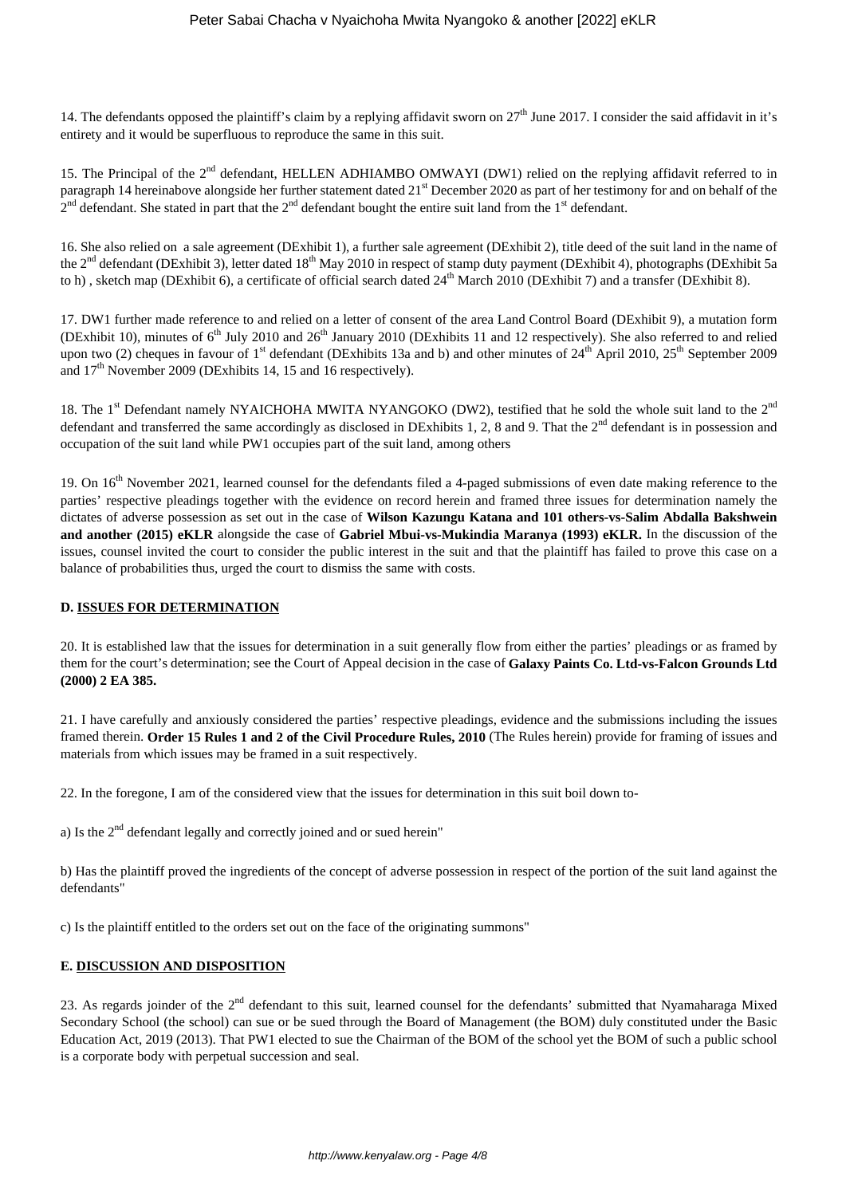14. The defendants opposed the plaintiff's claim by a replying affidavit sworn on 27th June 2017. I consider the said affidavit in it's entirety and it would be superfluous to reproduce the same in this suit.

15. The Principal of the 2nd defendant, HELLEN ADHIAMBO OMWAYI (DW1) relied on the replying affidavit referred to in paragraph 14 hereinabove alongside her further statement dated 21st December 2020 as part of her testimony for and on behalf of the 2nd defendant. She stated in part that the 2nd defendant bought the entire suit land from the 1st defendant.

16. She also relied on a sale agreement (DExhibit 1), a further sale agreement (DExhibit 2), title deed of the suit land in the name of the 2nd defendant (DExhibit 3), letter dated 18th May 2010 in respect of stamp duty payment (DExhibit 4), photographs (DExhibit 5a to h) , sketch map (DExhibit 6), a certificate of official search dated 24th March 2010 (DExhibit 7) and a transfer (DExhibit 8).

17. DW1 further made reference to and relied on a letter of consent of the area Land Control Board (DExhibit 9), a mutation form (DExhibit 10), minutes of 6th July 2010 and 26th January 2010 (DExhibits 11 and 12 respectively). She also referred to and relied upon two (2) cheques in favour of 1st defendant (DExhibits 13a and b) and other minutes of 24th April 2010, 25th September 2009 and 17th November 2009 (DExhibits 14, 15 and 16 respectively).

18. The 1st Defendant namely NYAICHOHA MWITA NYANGOKO (DW2), testified that he sold the whole suit land to the 2nd defendant and transferred the same accordingly as disclosed in DExhibits 1, 2, 8 and 9. That the 2nd defendant is in possession and occupation of the suit land while PW1 occupies part of the suit land, among others

19. On 16th November 2021, learned counsel for the defendants filed a 4-paged submissions of even date making reference to the parties' respective pleadings together with the evidence on record herein and framed three issues for determination namely the dictates of adverse possession as set out in the case of **Wilson Kazungu Katana and 101 others-vs-Salim Abdalla Bakshwein and another (2015) eKLR** alongside the case of **Gabriel Mbui-vs-Mukindia Maranya (1993) eKLR.** In the discussion of the issues, counsel invited the court to consider the public interest in the suit and that the plaintiff has failed to prove this case on a balance of probabilities thus, urged the court to dismiss the same with costs.

### D. ISSUES FOR DETERMINATION

20. It is established law that the issues for determination in a suit generally flow from either the parties' pleadings or as framed by them for the court's determination; see the Court of Appeal decision in the case of **Galaxy Paints Co. Ltd-vs-Falcon Grounds Ltd (2000) 2 EA 385.**

21. I have carefully and anxiously considered the parties' respective pleadings, evidence and the submissions including the issues framed therein. **Order 15 Rules 1 and 2 of the Civil Procedure Rules, 2010** (The Rules herein) provide for framing of issues and materials from which issues may be framed in a suit respectively.

22. In the foregone, I am of the considered view that the issues for determination in this suit boil down to-

a) Is the 2nd defendant legally and correctly joined and or sued herein"

b) Has the plaintiff proved the ingredients of the concept of adverse possession in respect of the portion of the suit land against the defendants"

c) Is the plaintiff entitled to the orders set out on the face of the originating summons"

### E. DISCUSSION AND DISPOSITION

23. As regards joinder of the 2nd defendant to this suit, learned counsel for the defendants' submitted that Nyamaharaga Mixed Secondary School (the school) can sue or be sued through the Board of Management (the BOM) duly constituted under the Basic Education Act, 2019 (2013). That PW1 elected to sue the Chairman of the BOM of the school yet the BOM of such a public school is a corporate body with perpetual succession and seal.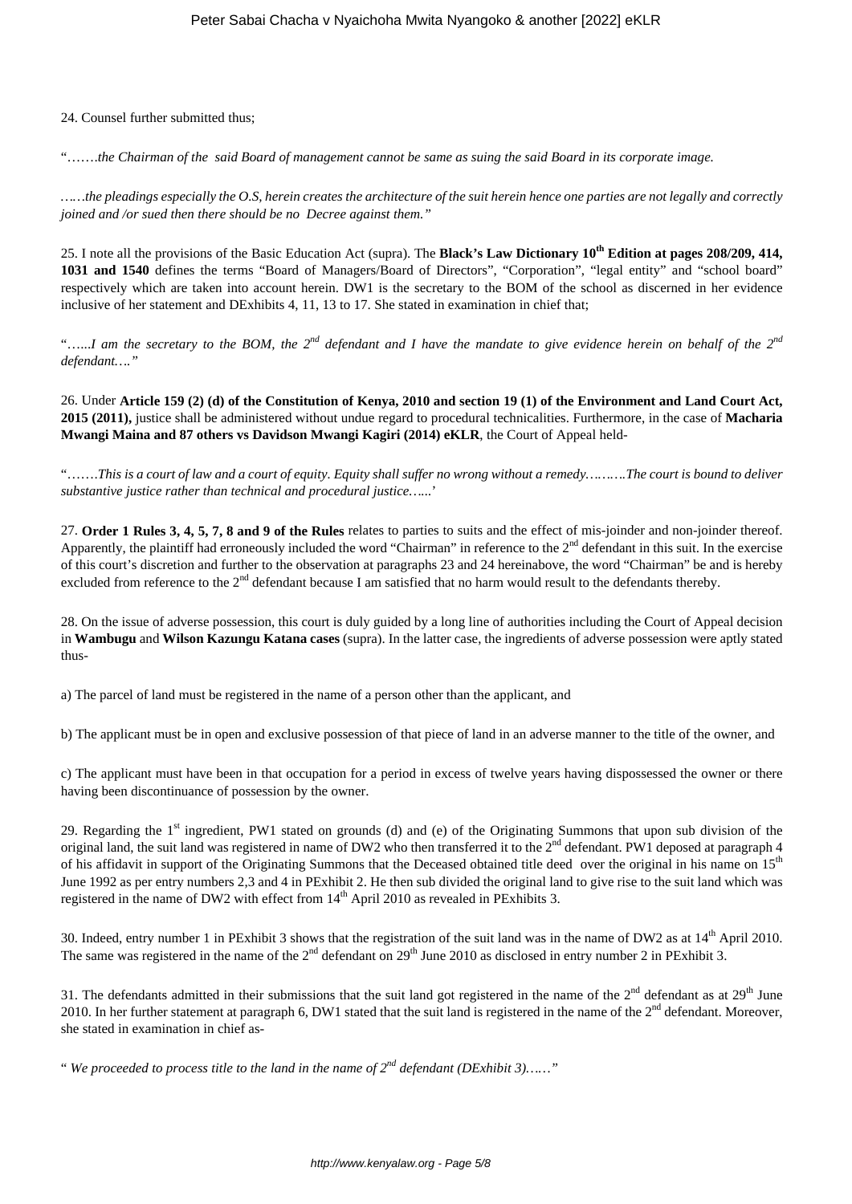24. Counsel further submitted thus;

"…….*the Chairman of the said Board of management cannot be same as suing the said Board in its corporate image.*

*……the pleadings especially the O.S, herein creates the architecture of the suit herein hence one parties are not legally and correctly joined and /or sued then there should be no Decree against them."*

25. I note all the provisions of the Basic Education Act (supra). The **Black's Law Dictionary 10th Edition at pages 208/209, 414, 1031 and 1540** defines the terms "Board of Managers/Board of Directors", "Corporation", "legal entity" and "school board" respectively which are taken into account herein. DW1 is the secretary to the BOM of the school as discerned in her evidence inclusive of her statement and DExhibits 4, 11, 13 to 17. She stated in examination in chief that;

"…..*I am the secretary to the BOM, the 2nd defendant and I have the mandate to give evidence herein on behalf of the 2nd defendant…."*

26. Under **Article 159 (2) (d) of the Constitution of Kenya, 2010 and section 19 (1) of the Environment and Land Court Act, 2015 (2011),** justice shall be administered without undue regard to procedural technicalities. Furthermore, in the case of **Macharia Mwangi Maina and 87 others vs Davidson Mwangi Kagiri (2014) eKLR**, the Court of Appeal held-

"…….*This is a court of law and a court of equity. Equity shall suffer no wrong without a remedy……….The court is bound to deliver substantive justice rather than technical and procedural justice…...'*

27. **Order 1 Rules 3, 4, 5, 7, 8 and 9 of the Rules** relates to parties to suits and the effect of mis-joinder and non-joinder thereof. Apparently, the plaintiff had erroneously included the word "Chairman" in reference to the 2nd defendant in this suit. In the exercise of this court's discretion and further to the observation at paragraphs 23 and 24 hereinabove, the word "Chairman" be and is hereby excluded from reference to the 2nd defendant because I am satisfied that no harm would result to the defendants thereby.

28. On the issue of adverse possession, this court is duly guided by a long line of authorities including the Court of Appeal decision in **Wambugu** and **Wilson Kazungu Katana cases** (supra). In the latter case, the ingredients of adverse possession were aptly stated thus-

a) The parcel of land must be registered in the name of a person other than the applicant, and

b) The applicant must be in open and exclusive possession of that piece of land in an adverse manner to the title of the owner, and

c) The applicant must have been in that occupation for a period in excess of twelve years having dispossessed the owner or there having been discontinuance of possession by the owner.

29. Regarding the 1st ingredient, PW1 stated on grounds (d) and (e) of the Originating Summons that upon sub division of the original land, the suit land was registered in name of DW2 who then transferred it to the 2nd defendant. PW1 deposed at paragraph 4 of his affidavit in support of the Originating Summons that the Deceased obtained title deed over the original in his name on 15th June 1992 as per entry numbers 2,3 and 4 in PExhibit 2. He then sub divided the original land to give rise to the suit land which was registered in the name of DW2 with effect from 14th April 2010 as revealed in PExhibits 3.

30. Indeed, entry number 1 in PExhibit 3 shows that the registration of the suit land was in the name of DW2 as at 14th April 2010. The same was registered in the name of the 2nd defendant on 29th June 2010 as disclosed in entry number 2 in PExhibit 3.

31. The defendants admitted in their submissions that the suit land got registered in the name of the 2nd defendant as at 29th June 2010. In her further statement at paragraph 6, DW1 stated that the suit land is registered in the name of the 2nd defendant. Moreover, she stated in examination in chief as-

" *We proceeded to process title to the land in the name of 2nd defendant (DExhibit 3)……"*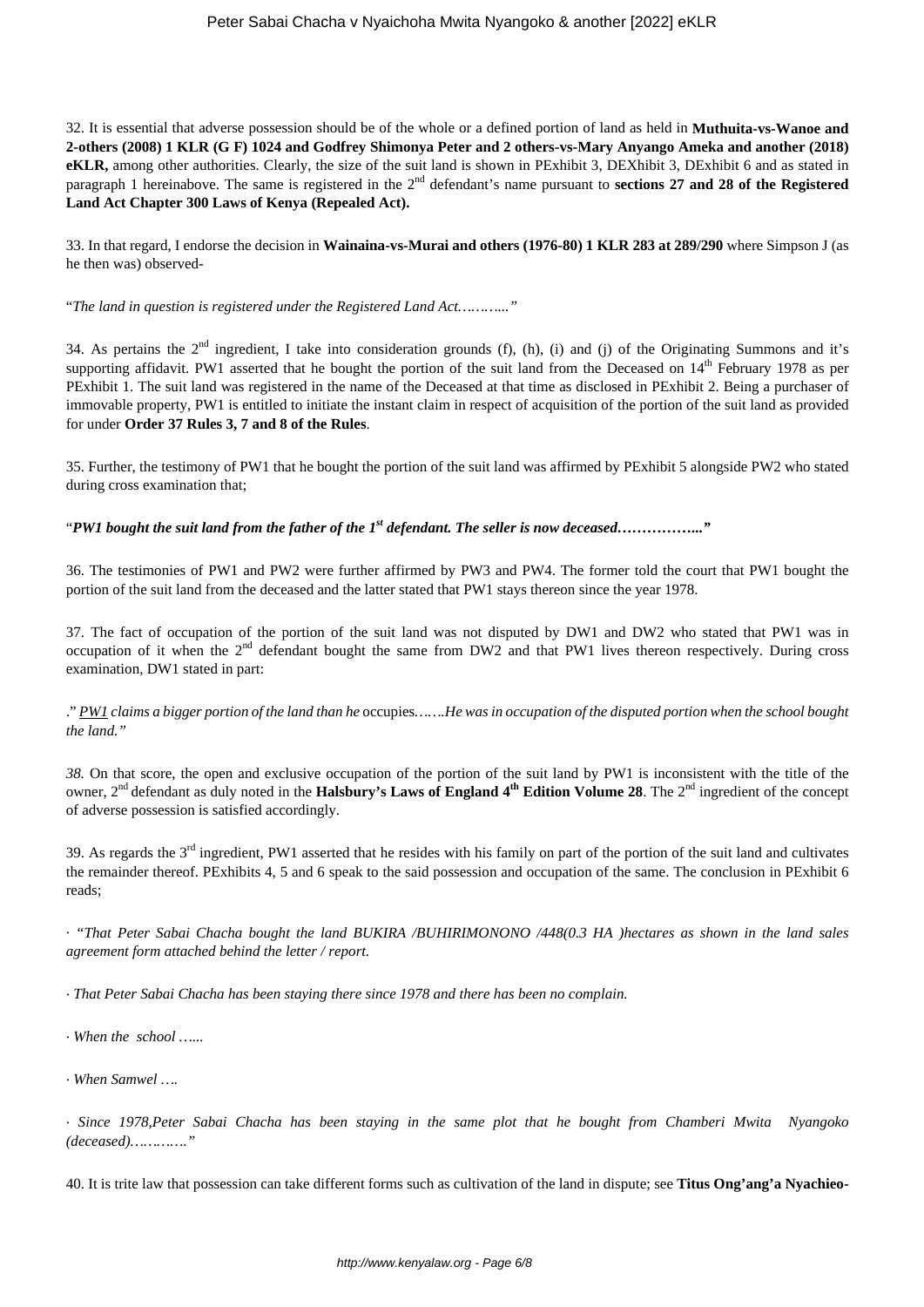32. It is essential that adverse possession should be of the whole or a defined portion of land as held in **Muthuita-vs-Wanoe and 2-others (2008) 1 KLR (G F) 1024 and Godfrey Shimonya Peter and 2 others-vs-Mary Anyango Ameka and another (2018) eKLR,** among other authorities. Clearly, the size of the suit land is shown in PExhibit 3, DEXhibit 3, DExhibit 6 and as stated in paragraph 1 hereinabove. The same is registered in the 2nd defendant's name pursuant to **sections 27 and 28 of the Registered Land Act Chapter 300 Laws of Kenya (Repealed Act).**

33. In that regard, I endorse the decision in **Wainaina-vs-Murai and others (1976-80) 1 KLR 283 at 289/290** where Simpson J (as he then was) observed-

"*The land in question is registered under the Registered Land Act………..*"

34. As pertains the 2nd ingredient, I take into consideration grounds (f), (h), (i) and (j) of the Originating Summons and it's supporting affidavit. PW1 asserted that he bought the portion of the suit land from the Deceased on 14th February 1978 as per PExhibit 1. The suit land was registered in the name of the Deceased at that time as disclosed in PExhibit 2. Being a purchaser of immovable property, PW1 is entitled to initiate the instant claim in respect of acquisition of the portion of the suit land as provided for under **Order 37 Rules 3, 7 and 8 of the Rules**.

35. Further, the testimony of PW1 that he bought the portion of the suit land was affirmed by PExhibit 5 alongside PW2 who stated during cross examination that;

"***PW1 bought the suit land from the father of the 1st defendant. The seller is now deceased……………..."***

36. The testimonies of PW1 and PW2 were further affirmed by PW3 and PW4. The former told the court that PW1 bought the portion of the suit land from the deceased and the latter stated that PW1 stays thereon since the year 1978.

37. The fact of occupation of the portion of the suit land was not disputed by DW1 and DW2 who stated that PW1 was in occupation of it when the 2nd defendant bought the same from DW2 and that PW1 lives thereon respectively. During cross examination, DW1 stated in part:

." *PW1 claims a bigger portion of the land than he* occupies*…….He was in occupation of the disputed portion when the school bought the land."*

*38.* On that score, the open and exclusive occupation of the portion of the suit land by PW1 is inconsistent with the title of the owner, 2nd defendant as duly noted in the **Halsbury's Laws of England 4th Edition Volume 28**. The 2nd ingredient of the concept of adverse possession is satisfied accordingly.

39. As regards the 3rd ingredient, PW1 asserted that he resides with his family on part of the portion of the suit land and cultivates the remainder thereof. PExhibits 4, 5 and 6 speak to the said possession and occupation of the same. The conclusion in PExhibit 6 reads;

· *"That Peter Sabai Chacha bought the land BUKIRA /BUHIRIMONONO /448(0.3 HA )hectares as shown in the land sales agreement form attached behind the letter / report.*

· *That Peter Sabai Chacha has been staying there since 1978 and there has been no complain.*

· *When the school …...*

· *When Samwel ….*

· *Since 1978,Peter Sabai Chacha has been staying in the same plot that he bought from Chamberi Mwita Nyangoko (deceased)…………"*

40. It is trite law that possession can take different forms such as cultivation of the land in dispute; see **Titus Ong'ang'a Nyachieo-**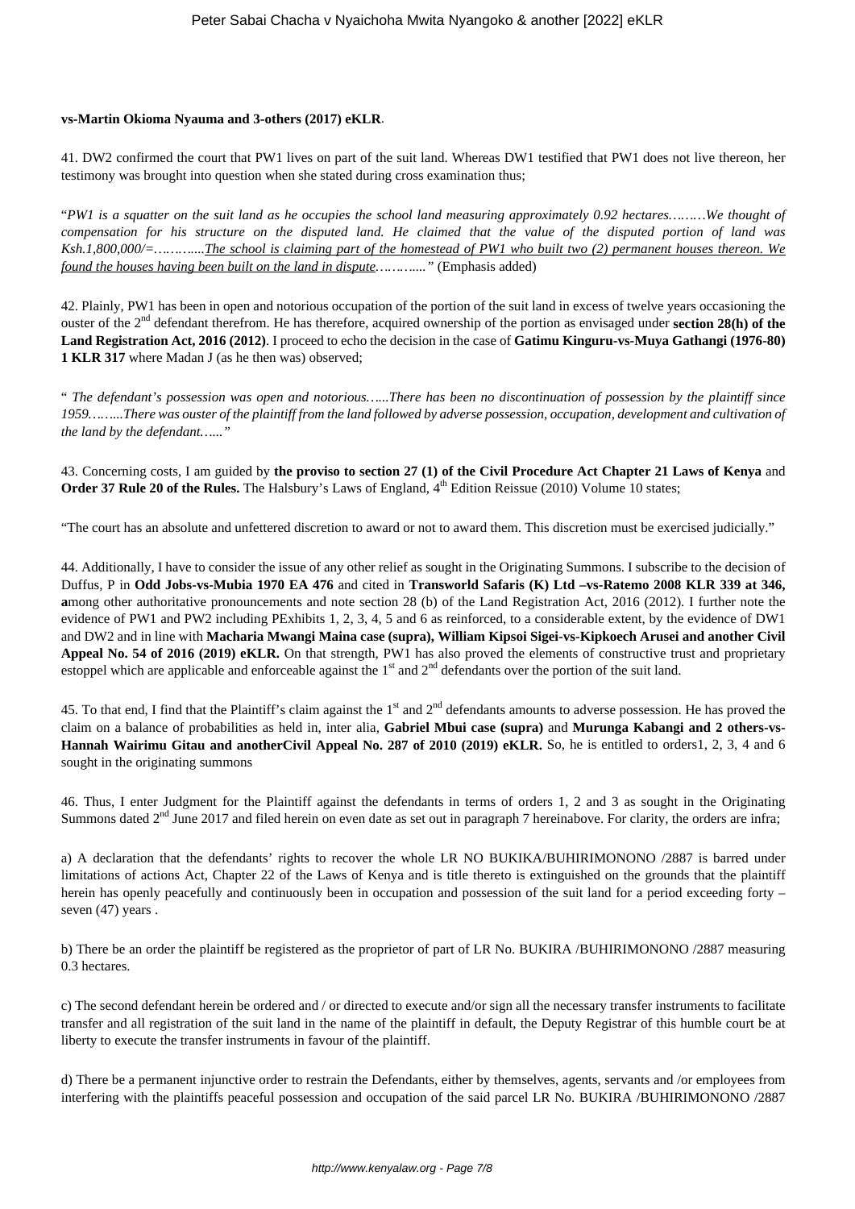**vs-Martin Okioma Nyauma and 3-others (2017) eKLR**.

41. DW2 confirmed the court that PW1 lives on part of the suit land. Whereas DW1 testified that PW1 does not live thereon, her testimony was brought into question when she stated during cross examination thus;

"*PW1 is a squatter on the suit land as he occupies the school land measuring approximately 0.92 hectares………We thought of compensation for his structure on the disputed land. He claimed that the value of the disputed portion of land was Ksh.1,800,000/=………...<u>The school is claiming part of the homestead of PW1 who built two (2) permanent houses thereon. We found the houses having been built on the land in dispute</u>………...*" (Emphasis added)

42. Plainly, PW1 has been in open and notorious occupation of the portion of the suit land in excess of twelve years occasioning the ouster of the 2nd defendant therefrom. He has therefore, acquired ownership of the portion as envisaged under **section 28(h) of the Land Registration Act, 2016 (2012)**. I proceed to echo the decision in the case of **Gatimu Kinguru-vs-Muya Gathangi (1976-80) 1 KLR 317** where Madan J (as he then was) observed;

" *The defendant's possession was open and notorious…...There has been no discontinuation of possession by the plaintiff since 1959……...There was ouster of the plaintiff from the land followed by adverse possession, occupation, development and cultivation of the land by the defendant…...*"

43. Concerning costs, I am guided by **the proviso to section 27 (1) of the Civil Procedure Act Chapter 21 Laws of Kenya** and **Order 37 Rule 20 of the Rules.** The Halsbury's Laws of England, 4th Edition Reissue (2010) Volume 10 states;

"The court has an absolute and unfettered discretion to award or not to award them. This discretion must be exercised judicially."

44. Additionally, I have to consider the issue of any other relief as sought in the Originating Summons. I subscribe to the decision of Duffus, P in **Odd Jobs-vs-Mubia 1970 EA 476** and cited in **Transworld Safaris (K) Ltd –vs-Ratemo 2008 KLR 339 at 346, a**mong other authoritative pronouncements and note section 28 (b) of the Land Registration Act, 2016 (2012). I further note the evidence of PW1 and PW2 including PExhibits 1, 2, 3, 4, 5 and 6 as reinforced, to a considerable extent, by the evidence of DW1 and DW2 and in line with **Macharia Mwangi Maina case (supra), William Kipsoi Sigei-vs-Kipkoech Arusei and another Civil Appeal No. 54 of 2016 (2019) eKLR.** On that strength, PW1 has also proved the elements of constructive trust and proprietary estoppel which are applicable and enforceable against the 1st and 2nd defendants over the portion of the suit land.

45. To that end, I find that the Plaintiff's claim against the 1st and 2nd defendants amounts to adverse possession. He has proved the claim on a balance of probabilities as held in, inter alia, **Gabriel Mbui case (supra)** and **Murunga Kabangi and 2 others-vs-Hannah Wairimu Gitau and anotherCivil Appeal No. 287 of 2010 (2019) eKLR.** So, he is entitled to orders1, 2, 3, 4 and 6 sought in the originating summons

46. Thus, I enter Judgment for the Plaintiff against the defendants in terms of orders 1, 2 and 3 as sought in the Originating Summons dated 2nd June 2017 and filed herein on even date as set out in paragraph 7 hereinabove. For clarity, the orders are infra;

a) A declaration that the defendants' rights to recover the whole LR NO BUKIKA/BUHIRIMONONO /2887 is barred under limitations of actions Act, Chapter 22 of the Laws of Kenya and is title thereto is extinguished on the grounds that the plaintiff herein has openly peacefully and continuously been in occupation and possession of the suit land for a period exceeding forty –seven (47) years .

b) There be an order the plaintiff be registered as the proprietor of part of LR No. BUKIRA /BUHIRIMONONO /2887 measuring 0.3 hectares.

c) The second defendant herein be ordered and / or directed to execute and/or sign all the necessary transfer instruments to facilitate transfer and all registration of the suit land in the name of the plaintiff in default, the Deputy Registrar of this humble court be at liberty to execute the transfer instruments in favour of the plaintiff.

d) There be a permanent injunctive order to restrain the Defendants, either by themselves, agents, servants and /or employees from interfering with the plaintiffs peaceful possession and occupation of the said parcel LR No. BUKIRA /BUHIRIMONONO /2887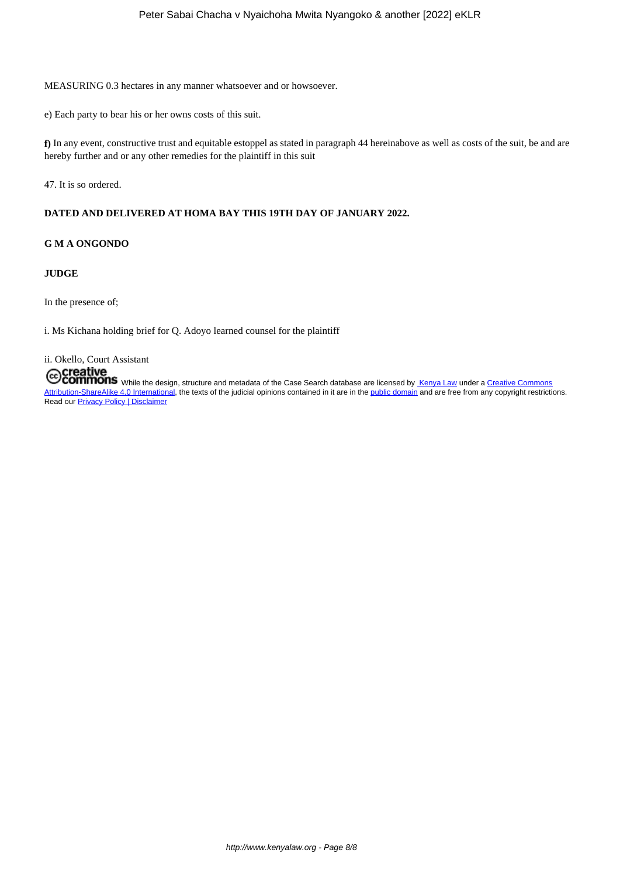MEASURING 0.3 hectares in any manner whatsoever and or howsoever.

e) Each party to bear his or her owns costs of this suit.

**f)** In any event, constructive trust and equitable estoppel as stated in paragraph 44 hereinabove as well as costs of the suit, be and are hereby further and or any other remedies for the plaintiff in this suit

47. It is so ordered.

**DATED AND DELIVERED AT HOMA BAY THIS 19TH DAY OF JANUARY 2022.**

**G M A ONGONDO**

**JUDGE**

In the presence of;

i. Ms Kichana holding brief for Q. Adoyo learned counsel for the plaintiff

ii. Okello, Court Assistant

While the design, structure and metadata of the Case Search database are licensed by Kenya Law under a Creative Commons Attribution-ShareAlike 4.0 International, the texts of the judicial opinions contained in it are in the public domain and are free from any copyright restrictions. Read our Privacy Policy | Disclaimer